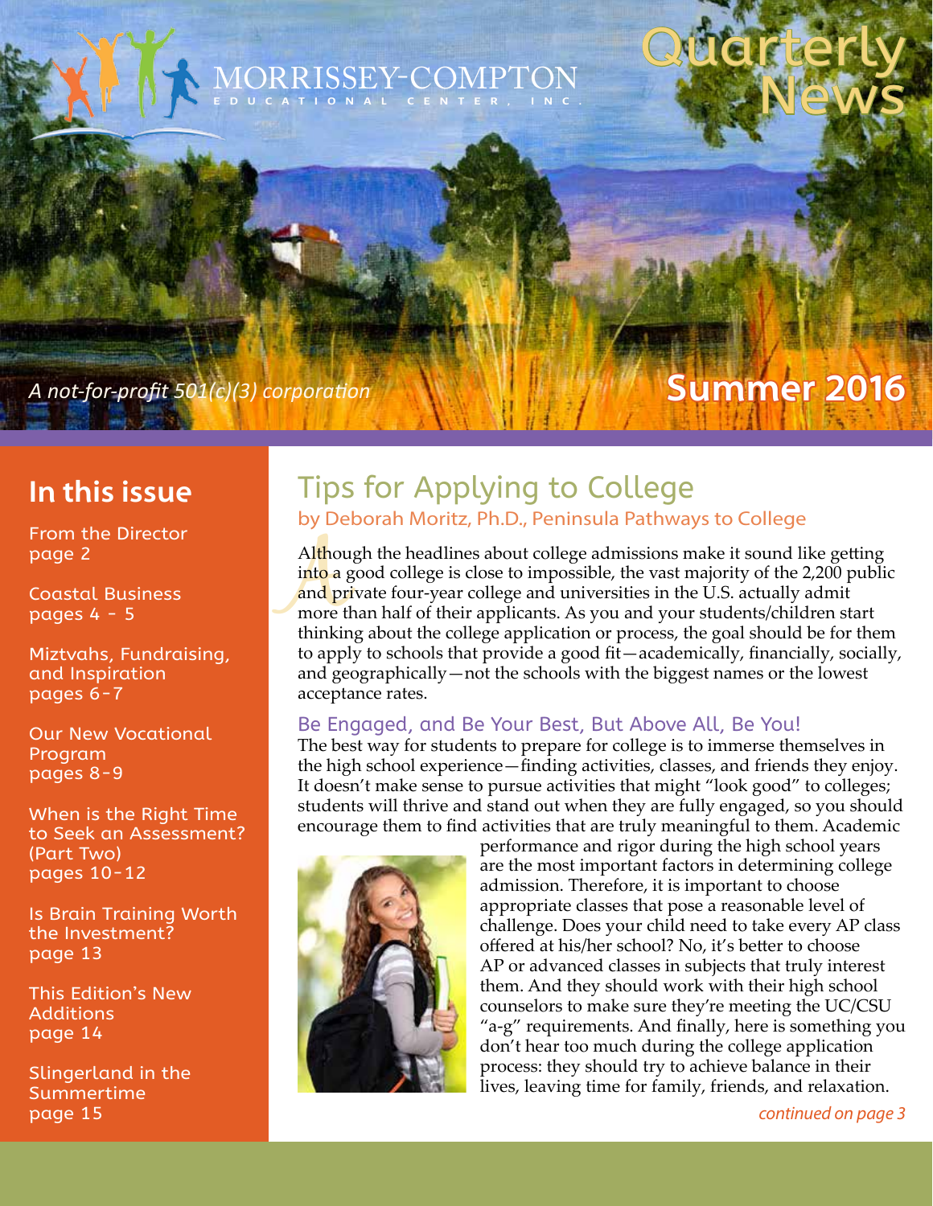# MORRISSEY-COMPTON EDUCATIONAL CENTER, INC.

# Quarterly News

*A not-for-profit 501(c)(3) corporation*

**Summer 2016**

## In this issue

From the Director
page 2

Coastal Business
pages 4 - 5

Miztvahs, Fundraising, and Inspiration
pages 6-7

Our New Vocational Program
pages 8-9

When is the Right Time to Seek an Assessment? (Part Two)
pages 10-12

Is Brain Training Worth the Investment?
page 13

This Edition's New Additions
page 14

Slingerland in the Summertime
page 15

## Tips for Applying to College

by Deborah Moritz, Ph.D., Peninsula Pathways to College

Although the headlines about college admissions make it sound like getting into a good college is close to impossible, the vast majority of the 2,200 public and private four-year college and universities in the U.S. actually admit more than half of their applicants. As you and your students/children start thinking about the college application or process, the goal should be for them to apply to schools that provide a good fit—academically, financially, socially, and geographically—not the schools with the biggest names or the lowest acceptance rates.

### Be Engaged, and Be Your Best, But Above All, Be You!

The best way for students to prepare for college is to immerse themselves in the high school experience—finding activities, classes, and friends they enjoy. It doesn't make sense to pursue activities that might "look good" to colleges; students will thrive and stand out when they are fully engaged, so you should encourage them to find activities that are truly meaningful to them. Academic performance and rigor during the high school years are the most important factors in determining college admission. Therefore, it is important to choose appropriate classes that pose a reasonable level of challenge. Does your child need to take every AP class offered at his/her school? No, it's better to choose AP or advanced classes in subjects that truly interest them. And they should work with their high school counselors to make sure they're meeting the UC/CSU "a-g" requirements. And finally, here is something you don't hear too much during the college application process: they should try to achieve balance in their lives, leaving time for family, friends, and relaxation.

*continued on page 3*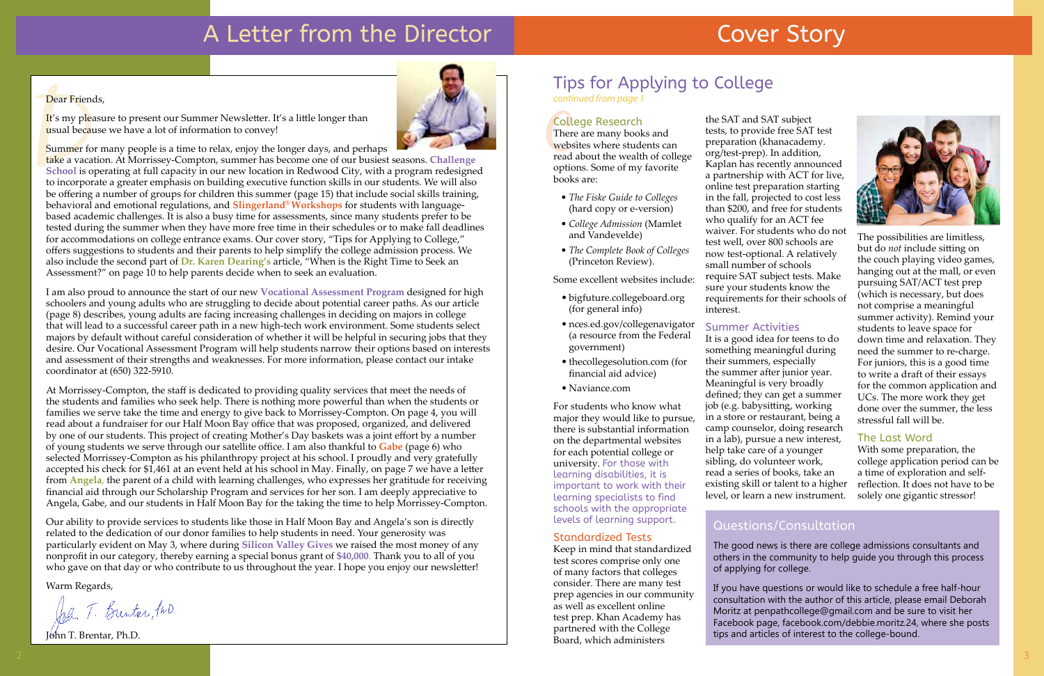# A Letter from the Director

Dear Friends,

It's my pleasure to present our Summer Newsletter. It's a little longer than usual because we have a lot of information to convey!

Summer for many people is a time to relax, enjoy the longer days, and perhaps take a vacation. At Morrissey-Compton, summer has become one of our busiest seasons. **Challenge School** is operating at full capacity in our new location in Redwood City, with a program redesigned to incorporate a greater emphasis on building executive function skills in our students. We will also be offering a number of groups for children this summer (page 15) that include social skills training, behavioral and emotional regulations, and **Slingerland® Workshops** for students with language-based academic challenges. It is also a busy time for assessments, since many students prefer to be tested during the summer when they have more free time in their schedules or to make fall deadlines for accommodations on college entrance exams. Our cover story, "Tips for Applying to College," offers suggestions to students and their parents to help simplify the college admission process. We also include the second part of **Dr. Karen Dearing's** article, "When is the Right Time to Seek an Assessment?" on page 10 to help parents decide when to seek an evaluation.

I am also proud to announce the start of our new **Vocational Assessment Program** designed for high schoolers and young adults who are struggling to decide about potential career paths. As our article (page 8) describes, young adults are facing increasing challenges in deciding on majors in college that will lead to a successful career path in a new high-tech work environment. Some students select majors by default without careful consideration of whether it will be helpful in securing jobs that they desire. Our Vocational Assessment Program will help students narrow their options based on interests and assessment of their strengths and weaknesses. For more information, please contact our intake coordinator at (650) 322-5910.

At Morrissey-Compton, the staff is dedicated to providing quality services that meet the needs of the students and families who seek help. There is nothing more powerful than when the students or families we serve take the time and energy to give back to Morrissey-Compton. On page 4, you will read about a fundraiser for our Half Moon Bay office that was proposed, organized, and delivered by one of our students. This project of creating Mother's Day baskets was a joint effort by a number of young students we serve through our satellite office. I am also thankful to **Gabe** (page 6) who selected Morrissey-Compton as his philanthropy project at his school. I proudly and very gratefully accepted his check for $1,461 at an event held at his school in May. Finally, on page 7 we have a letter from **Angela**, the parent of a child with learning challenges, who expresses her gratitude for receiving financial aid through our Scholarship Program and services for her son. I am deeply appreciative to Angela, Gabe, and our students in Half Moon Bay for the taking the time to help Morrissey-Compton.

Our ability to provide services to students like those in Half Moon Bay and Angela's son is directly related to the dedication of our donor families to help students in need. Your generosity was particularly evident on May 3, where during **Silicon Valley Gives** we raised the most money of any nonprofit in our category, thereby earning a special bonus grant of **$40,000**. Thank you to all of you who gave on that day or who contribute to us throughout the year. I hope you enjoy our newsletter!

Warm Regards,

John T. Brentar, Ph.D.

# Cover Story

## Tips for Applying to College

*continued from page 1*

### College Research

There are many books and websites where students can read about the wealth of college options. Some of my favorite books are:

- *The Fiske Guide to Colleges* (hard copy or e-version)
- *College Admission* (Mamlet and Vandevelde)
- *The Complete Book of Colleges* (Princeton Review).

Some excellent websites include:

- bigfuture.collegeboard.org (for general info)
- nces.ed.gov/collegenavigator (a resource from the Federal government)
- thecollegesolution.com (for financial aid advice)
- Naviance.com

For students who know what major they would like to pursue, there is substantial information on the departmental websites for each potential college or university. For those with learning disabilities, it is important to work with their learning specialists to find schools with the appropriate levels of learning support.

### Standardized Tests

Keep in mind that standardized test scores comprise only one of many factors that colleges consider. There are many test prep agencies in our community as well as excellent online test prep. Khan Academy has partnered with the College Board, which administers the SAT and SAT subject tests, to provide free SAT test preparation (khanacademy.org/test-prep). In addition, Kaplan has recently announced a partnership with ACT for live, online test preparation starting in the fall, projected to cost less than $200, and free for students who qualify for an ACT fee waiver. For students who do not test well, over 800 schools are now test-optional. A relatively small number of schools require SAT subject tests. Make sure your students know the requirements for their schools of interest.

### Summer Activities

It is a good idea for teens to do something meaningful during their summers, especially the summer after junior year. Meaningful is very broadly defined; they can get a summer job (e.g. babysitting, working in a store or restaurant, being a camp counselor, doing research in a lab), pursue a new interest, help take care of a younger sibling, do volunteer work, read a series of books, take an existing skill or talent to a higher level, or learn a new instrument.

The possibilities are limitless, but do *not* include sitting on the couch playing video games, hanging out at the mall, or even pursuing SAT/ACT test prep (which is necessary, but does not comprise a meaningful summer activity). Remind your students to leave space for down time and relaxation. They need the summer to re-charge. For juniors, this is a good time to write a draft of their essays for the common application and UCs. The more work they get done over the summer, the less stressful fall will be.

### The Last Word

With some preparation, the college application period can be a time of exploration and self-reflection. It does not have to be solely one gigantic stressor!

### Questions/Consultation

The good news is there are college admissions consultants and others in the community to help guide you through this process of applying for college.

If you have questions or would like to schedule a free half-hour consultation with the author of this article, please email Deborah Moritz at penpathcollege@gmail.com and be sure to visit her Facebook page, facebook.com/debbie.moritz.24, where she posts tips and articles of interest to the college-bound.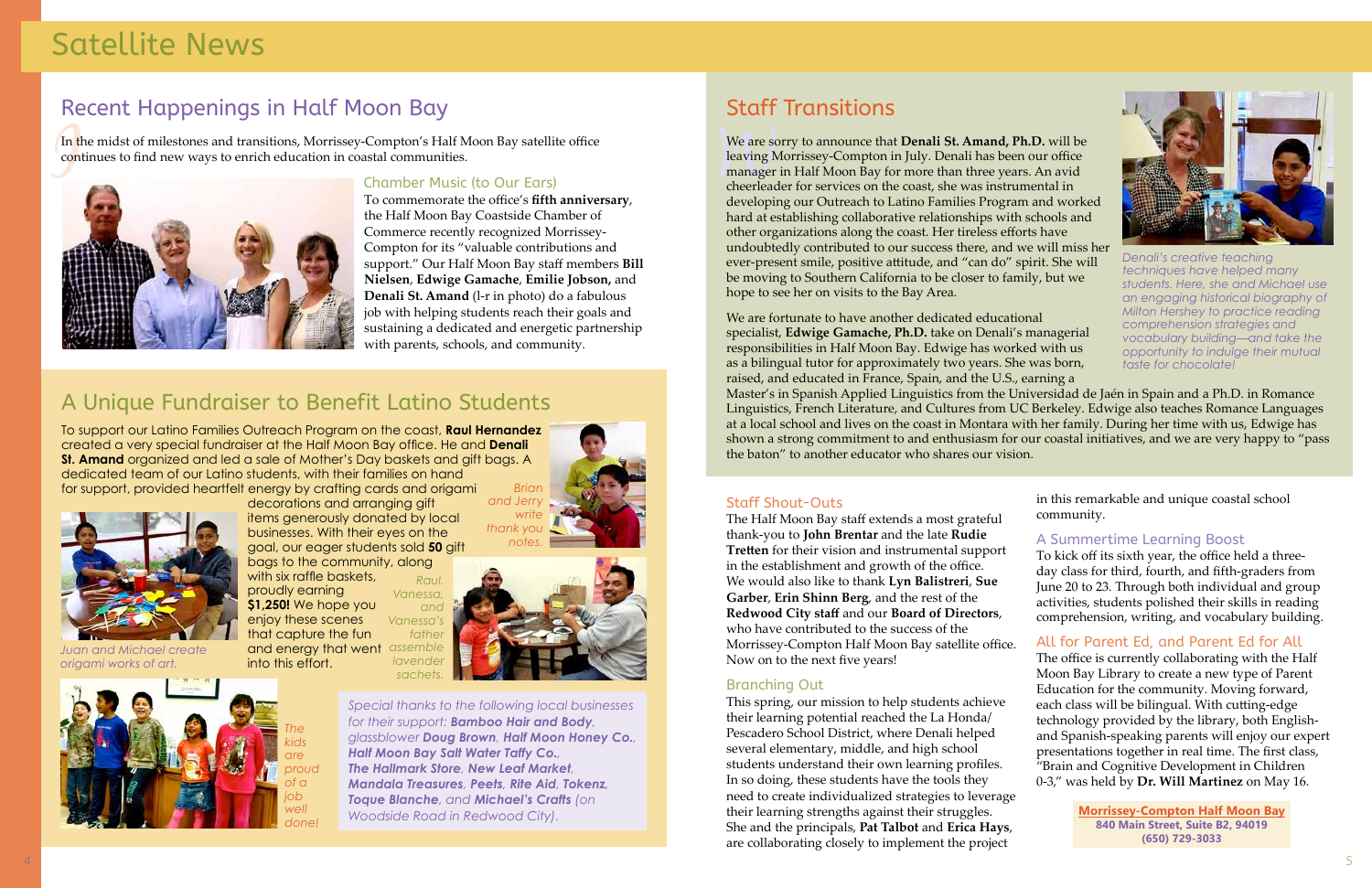# Satellite News

## Recent Happenings in Half Moon Bay

In the midst of milestones and transitions, Morrissey-Compton's Half Moon Bay satellite office continues to find new ways to enrich education in coastal communities.

### Chamber Music (to Our Ears)

To commemorate the office's **fifth anniversary**, the Half Moon Bay Coastside Chamber of Commerce recently recognized Morrissey-Compton for its "valuable contributions and support." Our Half Moon Bay staff members **Bill Nielsen**, **Edwige Gamache**, **Emilie Jobson,** and **Denali St. Amand** (l-r in photo) do a fabulous job with helping students reach their goals and sustaining a dedicated and energetic partnership with parents, schools, and community.

## A Unique Fundraiser to Benefit Latino Students

To support our Latino Families Outreach Program on the coast, **Raul Hernandez** created a very special fundraiser at the Half Moon Bay office. He and **Denali St. Amand** organized and led a sale of Mother's Day baskets and gift bags. A dedicated team of our Latino students, with their families on hand for support, provided heartfelt energy by crafting cards and origami decorations and arranging gift items generously donated by local businesses. With their eyes on the goal, our eager students sold **50** gift bags to the community, along with six raffle baskets, proudly earning **$1,250!** We hope you enjoy these scenes that capture the fun and energy that went into this effort.

*Brian and Jerry write thank you notes.*

*Juan and Michael create origami works of art.*

*Raul, Vanessa, and Vanessa's father assemble lavender sachets.*

*The kids are proud of a job well done!*

*Special thanks to the following local businesses for their support: **Bamboo Hair and Body**, glassblower **Doug Brown**, **Half Moon Honey Co.**, **Half Moon Bay Salt Water Taffy Co.**, **The Hallmark Store**, **New Leaf Market**, **Mandala Treasures**, **Peets**, **Rite Aid**, **Tokenz**, **Toque Blanche**, and **Michael's Crafts** (on Woodside Road in Redwood City).*

## Staff Transitions

We are sorry to announce that **Denali St. Amand, Ph.D.** will be leaving Morrissey-Compton in July. Denali has been our office manager in Half Moon Bay for more than three years. An avid cheerleader for services on the coast, she was instrumental in developing our Outreach to Latino Families Program and worked hard at establishing collaborative relationships with schools and other organizations along the coast. Her tireless efforts have undoubtedly contributed to our success there, and we will miss her ever-present smile, positive attitude, and "can do" spirit. She will be moving to Southern California to be closer to family, but we hope to see her on visits to the Bay Area.

*Denali's creative teaching techniques have helped many students. Here, she and Michael use an engaging historical biography of Milton Hershey to practice reading comprehension strategies and vocabulary building—and take the opportunity to indulge their mutual taste for chocolate!*

We are fortunate to have another dedicated educational specialist, **Edwige Gamache, Ph.D.** take on Denali's managerial responsibilities in Half Moon Bay. Edwige has worked with us as a bilingual tutor for approximately two years. She was born, raised, and educated in France, Spain, and the U.S., earning a Master's in Spanish Applied Linguistics from the Universidad de Jaén in Spain and a Ph.D. in Romance Linguistics, French Literature, and Cultures from UC Berkeley. Edwige also teaches Romance Languages at a local school and lives on the coast in Montara with her family. During her time with us, Edwige has shown a strong commitment to and enthusiasm for our coastal initiatives, and we are very happy to "pass the baton" to another educator who shares our vision.

### Staff Shout-Outs

The Half Moon Bay staff extends a most grateful thank-you to **John Brentar** and the late **Rudie Tretten** for their vision and instrumental support in the establishment and growth of the office. We would also like to thank **Lyn Balistreri**, **Sue Garber**, **Erin Shinn Berg**, and the rest of the **Redwood City staff** and our **Board of Directors**, who have contributed to the success of the Morrissey-Compton Half Moon Bay satellite office. Now on to the next five years!

### Branching Out

This spring, our mission to help students achieve their learning potential reached the La Honda/Pescadero School District, where Denali helped several elementary, middle, and high school students understand their own learning profiles. In so doing, these students have the tools they need to create individualized strategies to leverage their learning strengths against their struggles. She and the principals, **Pat Talbot** and **Erica Hays**, are collaborating closely to implement the project in this remarkable and unique coastal school community.

### A Summertime Learning Boost

To kick off its sixth year, the office held a three-day class for third, fourth, and fifth-graders from June 20 to 23. Through both individual and group activities, students polished their skills in reading comprehension, writing, and vocabulary building.

### All for Parent Ed, and Parent Ed for All

The office is currently collaborating with the Half Moon Bay Library to create a new type of Parent Education for the community. Moving forward, each class will be bilingual. With cutting-edge technology provided by the library, both English- and Spanish-speaking parents will enjoy our expert presentations together in real time. The first class, "Brain and Cognitive Development in Children 0-3," was held by **Dr. Will Martinez** on May 16.

**Morrissey-Compton Half Moon Bay**
**840 Main Street, Suite B2, 94019**
**(650) 729-3033**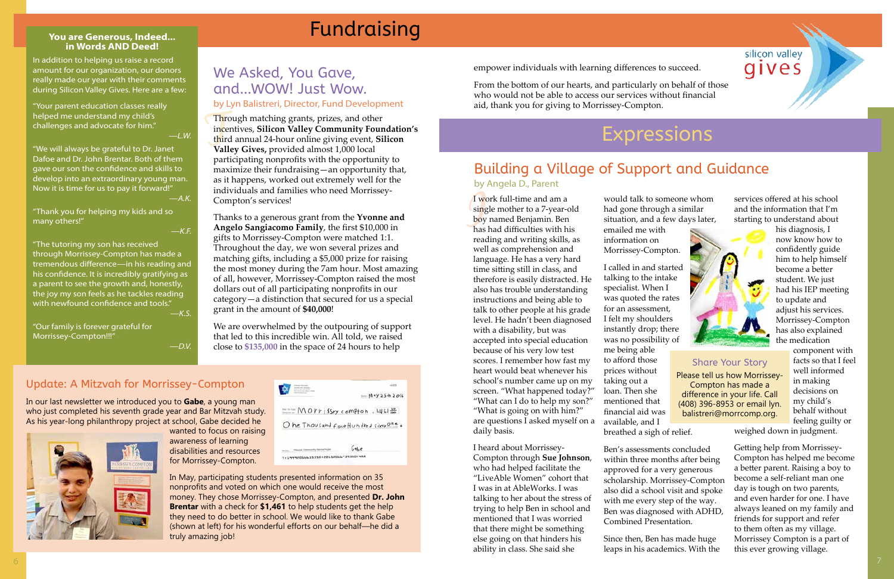# Fundraising

### You are Generous, Indeed... in Words AND Deed!

In addition to helping us raise a record amount for our organization, our donors really made our year with their comments during Silicon Valley Gives. Here are a few:

"Your parent education classes really helped me understand my child's challenges and advocate for him."

—L.W.

"We will always be grateful to Dr. Janet Dafoe and Dr. John Brentar. Both of them gave our son the confidence and skills to develop into an extraordinary young man. Now it is time for us to pay it forward!"

—A.K.

"Thank you for helping my kids and so many others!"

—K.F.

"The tutoring my son has received through Morrissey-Compton has made a tremendous difference—in his reading and his confidence. It is incredibly gratifying as a parent to see the growth and, honestly, the joy my son feels as he tackles reading with newfound confidence and tools."

—K.S.

"Our family is forever grateful for Morrissey-Compton!!!"

—D.V.

## We Asked, You Gave, and...WOW! Just Wow.

by Lyn Balistreri, Director, Fund Development

Through matching grants, prizes, and other incentives, **Silicon Valley Community Foundation's** third annual 24-hour online giving event, **Silicon Valley Gives,** provided almost 1,000 local participating nonprofits with the opportunity to maximize their fundraising—an opportunity that, as it happens, worked out extremely well for the individuals and families who need Morrissey-Compton's services!

Thanks to a generous grant from the **Yvonne and Angelo Sangiacomo Family**, the first $10,000 in gifts to Morrissey-Compton were matched 1:1. Throughout the day, we won several prizes and matching gifts, including a $5,000 prize for raising the most money during the 7am hour. Most amazing of all, however, Morrissey-Compton raised the most dollars out of all participating nonprofits in our category—a distinction that secured for us a special grant in the amount of **$40,000**!

We are overwhelmed by the outpouring of support that led to this incredible win. All told, we raised close to **$135,000** in the space of 24 hours to help empower individuals with learning differences to succeed.

From the bottom of our hearts, and particularly on behalf of those who would not be able to access our services without financial aid, thank you for giving to Morrissey-Compton.

## Update: A Mitzvah for Morrissey-Compton

In our last newsletter we introduced you to **Gabe**, a young man who just completed his seventh grade year and Bar Mitzvah study. As his year-long philanthropy project at school, Gabe decided he wanted to focus on raising awareness of learning disabilities and resources for Morrissey-Compton.

In May, participating students presented information on 35 nonprofits and voted on which one would receive the most money. They chose Morrissey-Compton, and presented **Dr. John Brentar** with a check for **$1,461** to help students get the help they need to do better in school. We would like to thank Gabe (shown at left) for his wonderful efforts on our behalf—he did a truly amazing job!

# Expressions

## Building a Village of Support and Guidance

by Angela D., Parent

I work full-time and am a single mother to a 7-year-old boy named Benjamin. Ben has had difficulties with his reading and writing skills, as well as comprehension and language. He has a very hard time sitting still in class, and therefore is easily distracted. He also has trouble understanding instructions and being able to talk to other people at his grade level. He hadn't been diagnosed with a disability, but was accepted into special education because of his very low test scores. I remember how fast my heart would beat whenever his school's number came up on my screen. "What happened today?" "What can I do to help my son?" "What is going on with him?" are questions I asked myself on a daily basis.

I heard about Morrissey-Compton through **Sue Johnson**, who had helped facilitate the "LiveAble Women" cohort that I was in at AbleWorks. I was talking to her about the stress of trying to help Ben in school and mentioned that I was worried that there might be something else going on that hinders his ability in class. She said she would talk to someone whom had gone through a similar situation, and a few days later, emailed me with information on Morrissey-Compton.

I called in and started talking to the intake specialist. When I was quoted the rates for an assessment, I felt my shoulders instantly drop; there was no possibility of me being able to afford those prices without taking out a loan. Then she mentioned that financial aid was available, and I breathed a sigh of relief.

Ben's assessments concluded within three months after being approved for a very generous scholarship. Morrissey-Compton also did a school visit and spoke with me every step of the way. Ben was diagnosed with ADHD, Combined Presentation.

Since then, Ben has made huge leaps in his academics. With the services offered at his school and the information that I'm starting to understand about his diagnosis, I now know how to confidently guide him to help himself become a better student. We just had his IEP meeting to update and adjust his services. Morrissey-Compton has also explained the medication component with facts so that I feel well informed in making decisions on my child's behalf without feeling guilty or weighed down in judgment.

Getting help from Morrissey-Compton has helped me become a better parent. Raising a boy to become a self-reliant man one day is tough on two parents, and even harder for one. I have always leaned on my family and friends for support and refer to them often as my village. Morrissey Compton is a part of this ever growing village.

### Share Your Story

Please tell us how Morrissey-Compton has made a difference in your life. Call (408) 396-8953 or email lyn. balistreri@morrcomp.org.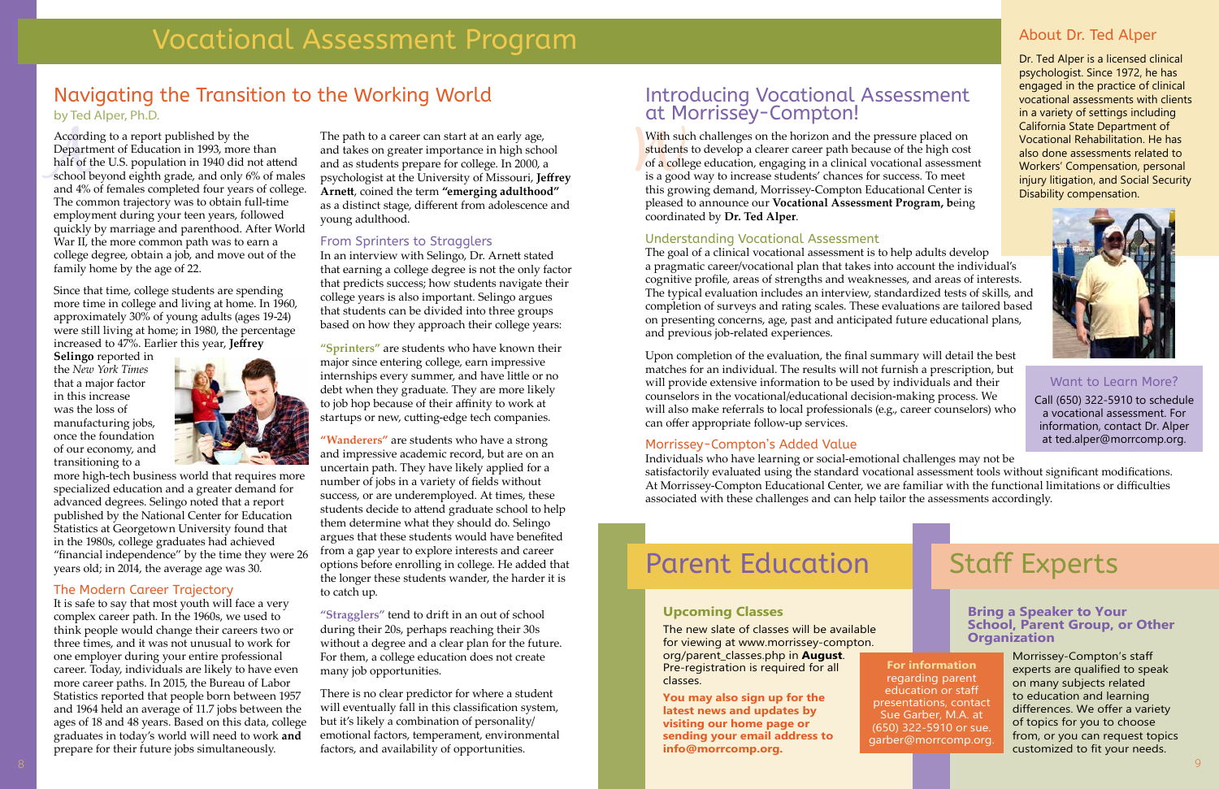# Vocational Assessment Program

## Navigating the Transition to the Working World

by Ted Alper, Ph.D.

According to a report published by the Department of Education in 1993, more than half of the U.S. population in 1940 did not attend school beyond eighth grade, and only 6% of males and 4% of females completed four years of college. The common trajectory was to obtain full-time employment during your teen years, followed quickly by marriage and parenthood. After World War II, the more common path was to earn a college degree, obtain a job, and move out of the family home by the age of 22.

Since that time, college students are spending more time in college and living at home. In 1960, approximately 30% of young adults (ages 19-24) were still living at home; in 1980, the percentage increased to 47%. Earlier this year, **Jeffrey Selingo** reported in the *New York Times* that a major factor in this increase was the loss of manufacturing jobs, once the foundation of our economy, and transitioning to a more high-tech business world that requires more specialized education and a greater demand for advanced degrees. Selingo noted that a report published by the National Center for Education Statistics at Georgetown University found that in the 1980s, college graduates had achieved "financial independence" by the time they were 26 years old; in 2014, the average age was 30.

### The Modern Career Trajectory

It is safe to say that most youth will face a very complex career path. In the 1960s, we used to think people would change their careers two or three times, and it was not unusual to work for one employer during your entire professional career. Today, individuals are likely to have even more career paths. In 2015, the Bureau of Labor Statistics reported that people born between 1957 and 1964 held an average of 11.7 jobs between the ages of 18 and 48 years. Based on this data, college graduates in today's world will need to work **and** prepare for their future jobs simultaneously.

The path to a career can start at an early age, and takes on greater importance in high school and as students prepare for college. In 2000, a psychologist at the University of Missouri, **Jeffrey Arnett**, coined the term **"emerging adulthood"** as a distinct stage, different from adolescence and young adulthood.

### From Sprinters to Stragglers

In an interview with Selingo, Dr. Arnett stated that earning a college degree is not the only factor that predicts success; how students navigate their college years is also important. Selingo argues that students can be divided into three groups based on how they approach their college years:

**"Sprinters"** are students who have known their major since entering college, earn impressive internships every summer, and have little or no debt when they graduate. They are more likely to job hop because of their affinity to work at startups or new, cutting-edge tech companies.

**"Wanderers"** are students who have a strong and impressive academic record, but are on an uncertain path. They have likely applied for a number of jobs in a variety of fields without success, or are underemployed. At times, these students decide to attend graduate school to help them determine what they should do. Selingo argues that these students would have benefited from a gap year to explore interests and career options before enrolling in college. He added that the longer these students wander, the harder it is to catch up.

**"Stragglers"** tend to drift in an out of school during their 20s, perhaps reaching their 30s without a degree and a clear plan for the future. For them, a college education does not create many job opportunities.

There is no clear predictor for where a student will eventually fall in this classification system, but it's likely a combination of personality/emotional factors, temperament, environmental factors, and availability of opportunities.

## Introducing Vocational Assessment at Morrissey-Compton!

With such challenges on the horizon and the pressure placed on students to develop a clearer career path because of the high cost of a college education, engaging in a clinical vocational assessment is a good way to increase students' chances for success. To meet this growing demand, Morrissey-Compton Educational Center is pleased to announce our **Vocational Assessment Program, b**eing coordinated by **Dr. Ted Alper**.

### Understanding Vocational Assessment

The goal of a clinical vocational assessment is to help adults develop a pragmatic career/vocational plan that takes into account the individual's cognitive profile, areas of strengths and weaknesses, and areas of interests. The typical evaluation includes an interview, standardized tests of skills, and completion of surveys and rating scales. These evaluations are tailored based on presenting concerns, age, past and anticipated future educational plans, and previous job-related experiences.

Upon completion of the evaluation, the final summary will detail the best matches for an individual. The results will not furnish a prescription, but will provide extensive information to be used by individuals and their counselors in the vocational/educational decision-making process. We will also make referrals to local professionals (e.g., career counselors) who can offer appropriate follow-up services.

### Morrissey-Compton's Added Value

Individuals who have learning or social-emotional challenges may not be satisfactorily evaluated using the standard vocational assessment tools without significant modifications. At Morrissey-Compton Educational Center, we are familiar with the functional limitations or difficulties associated with these challenges and can help tailor the assessments accordingly.

## About Dr. Ted Alper

Dr. Ted Alper is a licensed clinical psychologist. Since 1972, he has engaged in the practice of clinical vocational assessments with clients in a variety of settings including California State Department of Vocational Rehabilitation. He has also done assessments related to Workers' Compensation, personal injury litigation, and Social Security Disability compensation.

### Want to Learn More?

Call (650) 322-5910 to schedule a vocational assessment. For information, contact Dr. Alper at ted.alper@morrcomp.org.

# Parent Education

### Upcoming Classes

The new slate of classes will be available for viewing at www.morrissey-compton.org/parent_classes.php in **August**. Pre-registration is required for all classes.

**You may also sign up for the latest news and updates by visiting our home page or sending your email address to info@morrcomp.org.**

**For information** regarding parent education or staff presentations, contact Sue Garber, M.A. at (650) 322-5910 or sue.garber@morrcomp.org.

# Staff Experts

### Bring a Speaker to Your School, Parent Group, or Other Organization

Morrissey-Compton's staff experts are qualified to speak on many subjects related to education and learning differences. We offer a variety of topics for you to choose from, or you can request topics customized to fit your needs.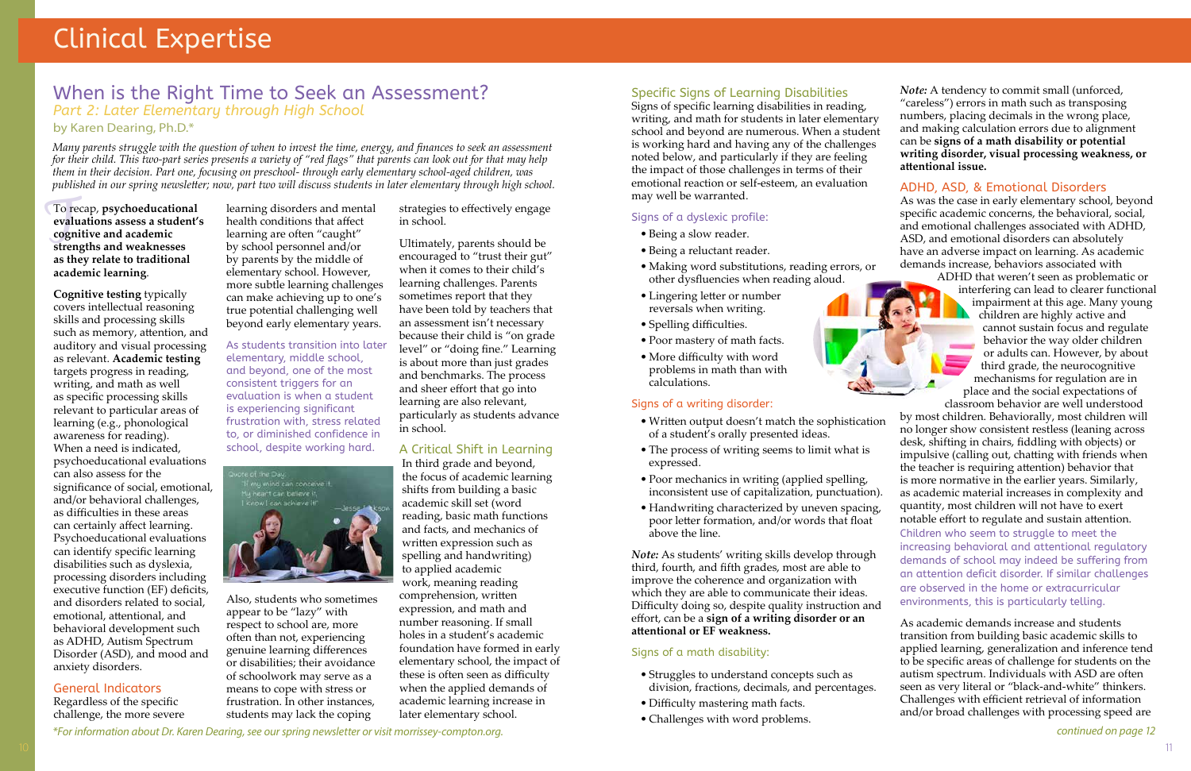# Clinical Expertise

## When is the Right Time to Seek an Assessment?

### *Part 2: Later Elementary through High School*

by Karen Dearing, Ph.D.*

*Many parents struggle with the question of when to invest the time, energy, and finances to seek an assessment for their child. This two-part series presents a variety of "red flags" that parents can look out for that may help them in their decision. Part one, focusing on preschool- through early elementary school-aged children, was published in our spring newsletter; now, part two will discuss students in later elementary through high school.*

To recap, **psychoeducational evaluations assess a student's cognitive and academic strengths and weaknesses as they relate to traditional academic learning**.

**Cognitive testing** typically covers intellectual reasoning skills and processing skills such as memory, attention, and auditory and visual processing as relevant. **Academic testing** targets progress in reading, writing, and math as well as specific processing skills relevant to particular areas of learning (e.g., phonological awareness for reading). When a need is indicated, psychoeducational evaluations can also assess for the significance of social, emotional, and/or behavioral challenges, as difficulties in these areas can certainly affect learning. Psychoeducational evaluations can identify specific learning disabilities such as dyslexia, processing disorders including executive function (EF) deficits, and disorders related to social, emotional, attentional, and behavioral development such as ADHD, Autism Spectrum Disorder (ASD), and mood and anxiety disorders.

### General Indicators

Regardless of the specific challenge, the more severe learning disorders and mental health conditions that affect learning are often "caught" by school personnel and/or by parents by the middle of elementary school. However, more subtle learning challenges can make achieving up to one's true potential challenging well beyond early elementary years.

As students transition into later elementary, middle school, and beyond, one of the most consistent triggers for an evaluation is when a student is experiencing significant frustration with, stress related to, or diminished confidence in school, despite working hard.

Quote of the Day: "If my mind can conceive it, My heart can believe it, I know I can achieve it!" —Jesse Jackson

Also, students who sometimes appear to be "lazy" with respect to school are, more often than not, experiencing genuine learning differences or disabilities; their avoidance of schoolwork may serve as a means to cope with stress or frustration. In other instances, students may lack the coping strategies to effectively engage in school.

Ultimately, parents should be encouraged to "trust their gut" when it comes to their child's learning challenges. Parents sometimes report that they have been told by teachers that an assessment isn't necessary because their child is "on grade level" or "doing fine." Learning is about more than just grades and benchmarks. The process and sheer effort that go into learning are also relevant, particularly as students advance in school.

### A Critical Shift in Learning

In third grade and beyond, the focus of academic learning shifts from building a basic academic skill set (word reading, basic math functions and facts, and mechanics of written expression such as spelling and handwriting) to applied academic work, meaning reading comprehension, written expression, and math and number reasoning. If small holes in a student's academic foundation have formed in early elementary school, the impact of these is often seen as difficulty when the applied demands of academic learning increase in later elementary school.

### Specific Signs of Learning Disabilities

Signs of specific learning disabilities in reading, writing, and math for students in later elementary school and beyond are numerous. When a student is working hard and having any of the challenges noted below, and particularly if they are feeling the impact of those challenges in terms of their emotional reaction or self-esteem, an evaluation may well be warranted.

#### Signs of a dyslexic profile:

- Being a slow reader.
- Being a reluctant reader.
- Making word substitutions, reading errors, or other dysfluencies when reading aloud.
- Lingering letter or number reversals when writing.
- Spelling difficulties.
- Poor mastery of math facts.
- More difficulty with word problems in math than with calculations.

#### Signs of a writing disorder:

- Written output doesn't match the sophistication of a student's orally presented ideas.
- The process of writing seems to limit what is expressed.
- Poor mechanics in writing (applied spelling, inconsistent use of capitalization, punctuation).
- Handwriting characterized by uneven spacing, poor letter formation, and/or words that float above the line.

*Note:* As students' writing skills develop through third, fourth, and fifth grades, most are able to improve the coherence and organization with which they are able to communicate their ideas. Difficulty doing so, despite quality instruction and effort, can be a **sign of a writing disorder or an attentional or EF weakness.**

#### Signs of a math disability:

- Struggles to understand concepts such as division, fractions, decimals, and percentages.
- Difficulty mastering math facts.
- Challenges with word problems.

*Note:* A tendency to commit small (unforced, "careless") errors in math such as transposing numbers, placing decimals in the wrong place, and making calculation errors due to alignment can be **signs of a math disability or potential writing disorder, visual processing weakness, or attentional issue.**

### ADHD, ASD, & Emotional Disorders

As was the case in early elementary school, beyond specific academic concerns, the behavioral, social, and emotional challenges associated with ADHD, ASD, and emotional disorders can absolutely have an adverse impact on learning. As academic demands increase, behaviors associated with ADHD that weren't seen as problematic or interfering can lead to clearer functional impairment at this age. Many young children are highly active and cannot sustain focus and regulate behavior the way older children or adults can. However, by about third grade, the neurocognitive mechanisms for regulation are in place and the social expectations of classroom behavior are well understood by most children. Behaviorally, most children will no longer show consistent restless (leaning across desk, shifting in chairs, fiddling with objects) or impulsive (calling out, chatting with friends when the teacher is requiring attention) behavior that is more normative in the earlier years. Similarly, as academic material increases in complexity and quantity, most children will not have to exert notable effort to regulate and sustain attention. Children who seem to struggle to meet the increasing behavioral and attentional regulatory demands of school may indeed be suffering from an attention deficit disorder. If similar challenges are observed in the home or extracurricular environments, this is particularly telling.

As academic demands increase and students transition from building basic academic skills to applied learning, generalization and inference tend to be specific areas of challenge for students on the autism spectrum. Individuals with ASD are often seen as very literal or "black-and-white" thinkers. Challenges with efficient retrieval of information and/or broad challenges with processing speed are

*continued on page 12*

*For information about Dr. Karen Dearing, see our spring newsletter or visit morrissey-compton.org.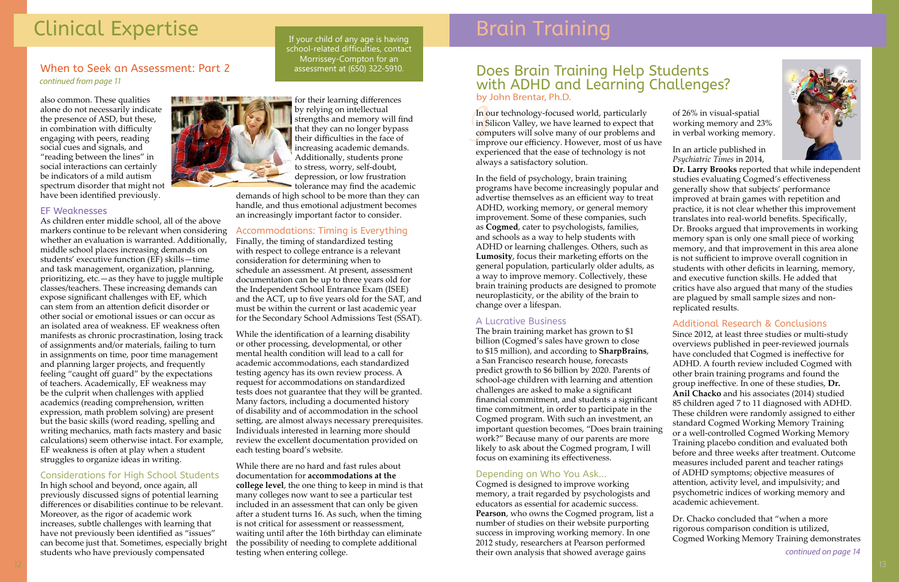# Clinical Expertise

## When to Seek an Assessment: Part 2

*continued from page 11*

also common. These qualities alone do not necessarily indicate the presence of ASD, but these, in combination with difficulty engaging with peers, reading social cues and signals, and "reading between the lines" in social interactions can certainly be indicators of a mild autism spectrum disorder that might not have been identified previously.

### EF Weaknesses

As children enter middle school, all of the above markers continue to be relevant when considering whether an evaluation is warranted. Additionally, middle school places increasing demands on students' executive function (EF) skills—time and task management, organization, planning, prioritizing, etc.—as they have to juggle multiple classes/teachers. These increasing demands can expose significant challenges with EF, which can stem from an attention deficit disorder or other social or emotional issues or can occur as an isolated area of weakness. EF weakness often manifests as chronic procrastination, losing track of assignments and/or materials, failing to turn in assignments on time, poor time management and planning larger projects, and frequently feeling "caught off guard" by the expectations of teachers. Academically, EF weakness may be the culprit when challenges with applied academics (reading comprehension, written expression, math problem solving) are present but the basic skills (word reading, spelling and writing mechanics, math facts mastery and basic calculations) seem otherwise intact. For example, EF weakness is often at play when a student struggles to organize ideas in writing.

### Considerations for High School Students

In high school and beyond, once again, all previously discussed signs of potential learning differences or disabilities continue to be relevant. Moreover, as the rigor of academic work increases, subtle challenges with learning that have not previously been identified as "issues" can become just that. Sometimes, especially bright students who have previously compensated for their learning differences by relying on intellectual strengths and memory will find that they can no longer bypass their difficulties in the face of increasing academic demands. Additionally, students prone to stress, worry, self-doubt, depression, or low frustration tolerance may find the academic demands of high school to be more than they can handle, and thus emotional adjustment becomes an increasingly important factor to consider.

### Accommodations: Timing is Everything

Finally, the timing of standardized testing with respect to college entrance is a relevant consideration for determining when to schedule an assessment. At present, assessment documentation can be up to three years old for the Independent School Entrance Exam (ISEE) and the ACT, up to five years old for the SAT, and must be within the current or last academic year for the Secondary School Admissions Test (SSAT).

While the identification of a learning disability or other processing, developmental, or other mental health condition will lead to a call for academic accommodations, each standardized testing agency has its own review process. A request for accommodations on standardized tests does not guarantee that they will be granted. Many factors, including a documented history of disability and of accommodation in the school setting, are almost always necessary prerequisites. Individuals interested in learning more should review the excellent documentation provided on each testing board's website.

While there are no hard and fast rules about documentation for **accommodations at the college level**, the one thing to keep in mind is that many colleges now want to see a particular test included in an assessment that can only be given after a student turns 16. As such, when the timing is not critical for assessment or reassessment, waiting until after the 16th birthday can eliminate the possibility of needing to complete additional testing when entering college.

If your child of any age is having school-related difficulties, contact Morrissey-Compton for an assessment at (650) 322-5910.

# Brain Training

## Does Brain Training Help Students with ADHD and Learning Challenges?

by John Brentar, Ph.D.

In our technology-focused world, particularly in Silicon Valley, we have learned to expect that computers will solve many of our problems and improve our efficiency. However, most of us have experienced that the ease of technology is not always a satisfactory solution.

In the field of psychology, brain training programs have become increasingly popular and advertise themselves as an efficient way to treat ADHD, working memory, or general memory improvement. Some of these companies, such as **Cogmed**, cater to psychologists, families, and schools as a way to help students with ADHD or learning challenges. Others, such as **Lumosity**, focus their marketing efforts on the general population, particularly older adults, as a way to improve memory. Collectively, these brain training products are designed to promote neuroplasticity, or the ability of the brain to change over a lifespan.

### A Lucrative Business

The brain training market has grown to $1 billion (Cogmed's sales have grown to close to $15 million), and according to **SharpBrains**, a San Francisco research house, forecasts predict growth to $6 billion by 2020. Parents of school-age children with learning and attention challenges are asked to make a significant financial commitment, and students a significant time commitment, in order to participate in the Cogmed program. With such an investment, an important question becomes, "Does brain training work?" Because many of our parents are more likely to ask about the Cogmed program, I will focus on examining its effectiveness.

### Depending on Who You Ask...

Cogmed is designed to improve working memory, a trait regarded by psychologists and educators as essential for academic success. **Pearson**, who owns the Cogmed program, list a number of studies on their website purporting success in improving working memory. In one 2012 study, researchers at Pearson performed their own analysis that showed average gains of 26% in visual-spatial working memory and 23% in verbal working memory.

In an article published in *Psychiatric Times* in 2014, **Dr. Larry Brooks** reported that while independent studies evaluating Cogmed's effectiveness generally show that subjects' performance improved at brain games with repetition and practice, it is not clear whether this improvement translates into real-world benefits. Specifically, Dr. Brooks argued that improvements in working memory span is only one small piece of working memory, and that improvement in this area alone is not sufficient to improve overall cognition in students with other deficits in learning, memory, and executive function skills. He added that critics have also argued that many of the studies are plagued by small sample sizes and non-replicated results.

### Additional Research & Conclusions

Since 2012, at least three studies or multi-study overviews published in peer-reviewed journals have concluded that Cogmed is ineffective for ADHD. A fourth review included Cogmed with other brain training programs and found the group ineffective. In one of these studies, **Dr. Anil Chacko** and his associates (2014) studied 85 children aged 7 to 11 diagnosed with ADHD. These children were randomly assigned to either standard Cogmed Working Memory Training or a well-controlled Cogmed Working Memory Training placebo condition and evaluated both before and three weeks after treatment. Outcome measures included parent and teacher ratings of ADHD symptoms; objective measures of attention, activity level, and impulsivity; and psychometric indices of working memory and academic achievement.

Dr. Chacko concluded that "when a more rigorous comparison condition is utilized, Cogmed Working Memory Training demonstrates

*continued on page 14*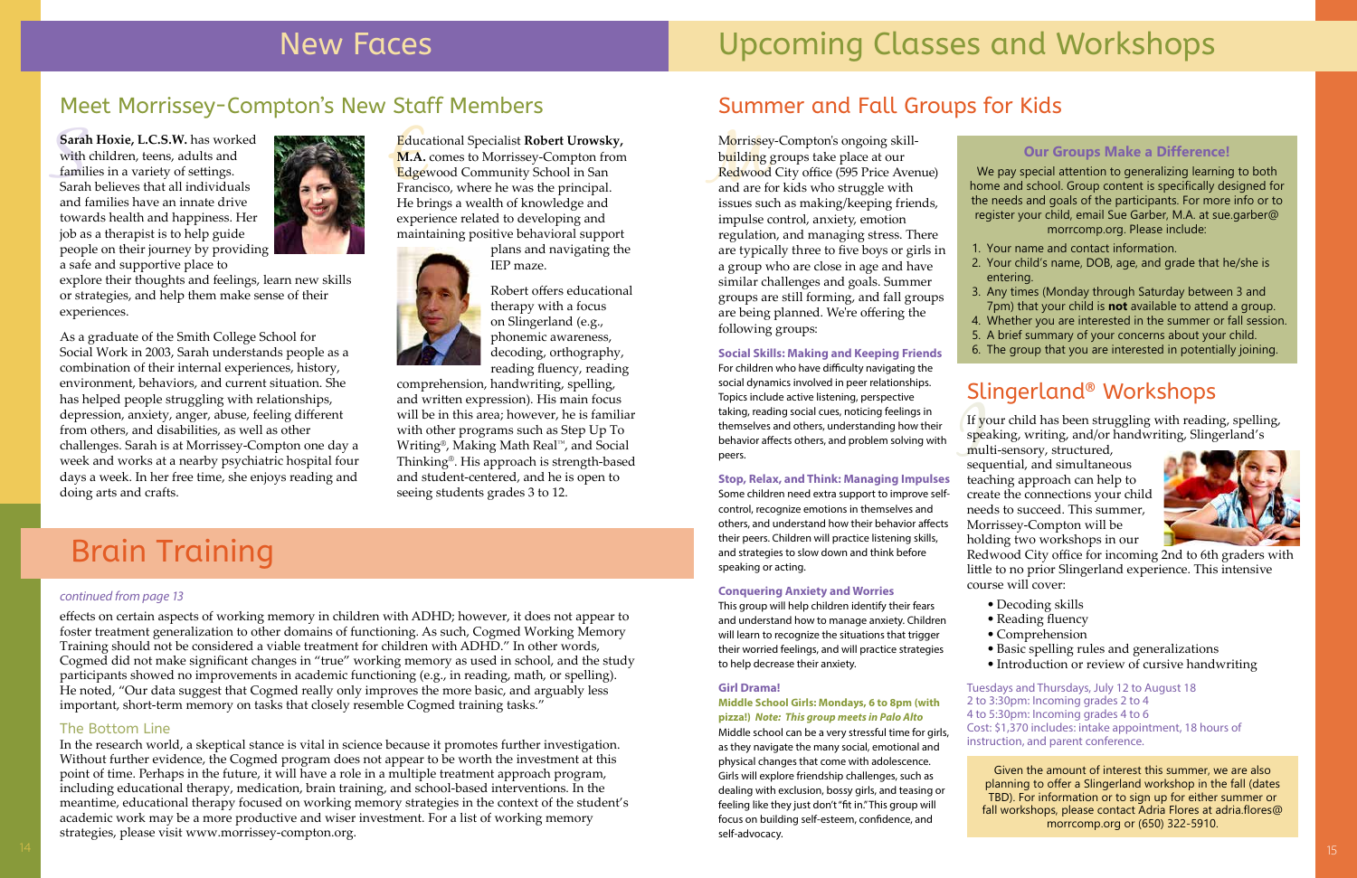# New Faces

## Meet Morrissey-Compton's New Staff Members

**Sarah Hoxie, L.C.S.W.** has worked with children, teens, adults and families in a variety of settings. Sarah believes that all individuals and families have an innate drive towards health and happiness. Her job as a therapist is to help guide people on their journey by providing a safe and supportive place to explore their thoughts and feelings, learn new skills or strategies, and help them make sense of their experiences.

As a graduate of the Smith College School for Social Work in 2003, Sarah understands people as a combination of their internal experiences, history, environment, behaviors, and current situation. She has helped people struggling with relationships, depression, anxiety, anger, abuse, feeling different from others, and disabilities, as well as other challenges. Sarah is at Morrissey-Compton one day a week and works at a nearby psychiatric hospital four days a week. In her free time, she enjoys reading and doing arts and crafts.

Educational Specialist **Robert Urowsky, M.A.** comes to Morrissey-Compton from Edgewood Community School in San Francisco, where he was the principal. He brings a wealth of knowledge and experience related to developing and maintaining positive behavioral support plans and navigating the IEP maze.

Robert offers educational therapy with a focus on Slingerland (e.g., phonemic awareness, decoding, orthography, reading fluency, reading comprehension, handwriting, spelling, and written expression). His main focus will be in this area; however, he is familiar with other programs such as Step Up To Writing®, Making Math Real™, and Social Thinking®. His approach is strength-based and student-centered, and he is open to seeing students grades 3 to 12.

# Brain Training

*continued from page 13*

effects on certain aspects of working memory in children with ADHD; however, it does not appear to foster treatment generalization to other domains of functioning. As such, Cogmed Working Memory Training should not be considered a viable treatment for children with ADHD." In other words, Cogmed did not make significant changes in "true" working memory as used in school, and the study participants showed no improvements in academic functioning (e.g., in reading, math, or spelling). He noted, "Our data suggest that Cogmed really only improves the more basic, and arguably less important, short-term memory on tasks that closely resemble Cogmed training tasks."

### The Bottom Line

In the research world, a skeptical stance is vital in science because it promotes further investigation. Without further evidence, the Cogmed program does not appear to be worth the investment at this point of time. Perhaps in the future, it will have a role in a multiple treatment approach program, including educational therapy, medication, brain training, and school-based interventions. In the meantime, educational therapy focused on working memory strategies in the context of the student's academic work may be a more productive and wiser investment. For a list of working memory strategies, please visit www.morrissey-compton.org.

# Upcoming Classes and Workshops

## Summer and Fall Groups for Kids

Morrissey-Compton's ongoing skill-building groups take place at our Redwood City office (595 Price Avenue) and are for kids who struggle with issues such as making/keeping friends, impulse control, anxiety, emotion regulation, and managing stress. There are typically three to five boys or girls in a group who are close in age and have similar challenges and goals. Summer groups are still forming, and fall groups are being planned. We're offering the following groups:

**Social Skills: Making and Keeping Friends**
For children who have difficulty navigating the social dynamics involved in peer relationships. Topics include active listening, perspective taking, reading social cues, noticing feelings in themselves and others, understanding how their behavior affects others, and problem solving with peers.

**Stop, Relax, and Think: Managing Impulses**
Some children need extra support to improve self-control, recognize emotions in themselves and others, and understand how their behavior affects their peers. Children will practice listening skills, and strategies to slow down and think before speaking or acting.

**Conquering Anxiety and Worries**
This group will help children identify their fears and understand how to manage anxiety. Children will learn to recognize the situations that trigger their worried feelings, and will practice strategies to help decrease their anxiety.

**Girl Drama!**
**Middle School Girls: Mondays, 6 to 8pm (with pizza!)** ***Note: This group meets in Palo Alto***
Middle school can be a very stressful time for girls, as they navigate the many social, emotional and physical changes that come with adolescence. Girls will explore friendship challenges, such as dealing with exclusion, bossy girls, and teasing or feeling like they just don't "fit in." This group will focus on building self-esteem, confidence, and self-advocacy.

### Our Groups Make a Difference!

We pay special attention to generalizing learning to both home and school. Group content is specifically designed for the needs and goals of the participants. For more info or to register your child, email Sue Garber, M.A. at sue.garber@morrcomp.org. Please include:

1. Your name and contact information.
2. Your child's name, DOB, age, and grade that he/she is entering.
3. Any times (Monday through Saturday between 3 and 7pm) that your child is **not** available to attend a group.
4. Whether you are interested in the summer or fall session.
5. A brief summary of your concerns about your child.
6. The group that you are interested in potentially joining.

## Slingerland® Workshops

If your child has been struggling with reading, spelling, speaking, writing, and/or handwriting, Slingerland's multi-sensory, structured, sequential, and simultaneous teaching approach can help to create the connections your child needs to succeed. This summer, Morrissey-Compton will be holding two workshops in our Redwood City office for incoming 2nd to 6th graders with little to no prior Slingerland experience. This intensive course will cover:

- Decoding skills
- Reading fluency
- Comprehension
- Basic spelling rules and generalizations
- Introduction or review of cursive handwriting

Tuesdays and Thursdays, July 12 to August 18
2 to 3:30pm: Incoming grades 2 to 4
4 to 5:30pm: Incoming grades 4 to 6
Cost: $1,370 includes: intake appointment, 18 hours of instruction, and parent conference.

Given the amount of interest this summer, we are also planning to offer a Slingerland workshop in the fall (dates TBD). For information or to sign up for either summer or fall workshops, please contact Adria Flores at adria.flores@morrcomp.org or (650) 322-5910.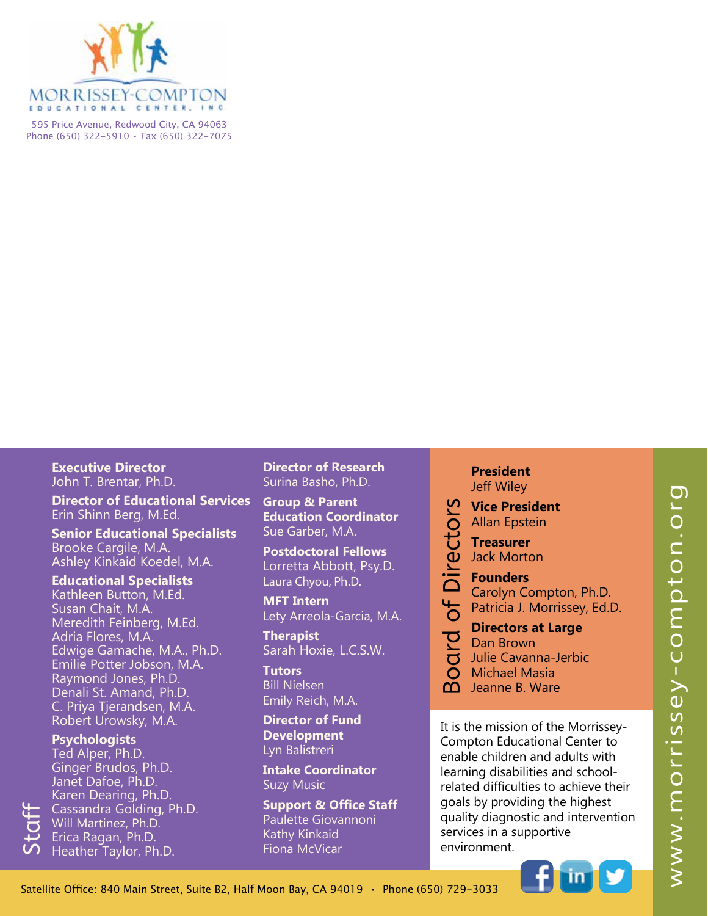MORRISSEY-COMPTON EDUCATIONAL CENTER, INC.

595 Price Avenue, Redwood City, CA 94063
Phone (650) 322-5910 · Fax (650) 322-7075

## Staff

**Executive Director**
John T. Brentar, Ph.D.

**Director of Educational Services**
Erin Shinn Berg, M.Ed.

**Senior Educational Specialists**
Brooke Cargile, M.A.
Ashley Kinkaid Koedel, M.A.

**Educational Specialists**
Kathleen Button, M.Ed.
Susan Chait, M.A.
Meredith Feinberg, M.Ed.
Adria Flores, M.A.
Edwige Gamache, M.A., Ph.D.
Emilie Potter Jobson, M.A.
Raymond Jones, Ph.D.
Denali St. Amand, Ph.D.
C. Priya Tjerandsen, M.A.
Robert Urowsky, M.A.

**Psychologists**
Ted Alper, Ph.D.
Ginger Brudos, Ph.D.
Janet Dafoe, Ph.D.
Karen Dearing, Ph.D.
Cassandra Golding, Ph.D.
Will Martinez, Ph.D.
Erica Ragan, Ph.D.
Heather Taylor, Ph.D.

**Director of Research**
Surina Basho, Ph.D.

**Group & Parent Education Coordinator**
Sue Garber, M.A.

**Postdoctoral Fellows**
Lorretta Abbott, Psy.D.
Laura Chyou, Ph.D.

**MFT Intern**
Lety Arreola-Garcia, M.A.

**Therapist**
Sarah Hoxie, L.C.S.W.

**Tutors**
Bill Nielsen
Emily Reich, M.A.

**Director of Fund Development**
Lyn Balistreri

**Intake Coordinator**
Suzy Music

**Support & Office Staff**
Paulette Giovannoni
Kathy Kinkaid
Fiona McVicar

## Board of Directors

**President**
Jeff Wiley

**Vice President**
Allan Epstein

**Treasurer**
Jack Morton

**Founders**
Carolyn Compton, Ph.D.
Patricia J. Morrissey, Ed.D.

**Directors at Large**
Dan Brown
Julie Cavanna-Jerbic
Michael Masia
Jeanne B. Ware

It is the mission of the Morrissey-Compton Educational Center to enable children and adults with learning disabilities and school-related difficulties to achieve their goals by providing the highest quality diagnostic and intervention services in a supportive environment.

www.morrissey-compton.org

Satellite Office: 840 Main Street, Suite B2, Half Moon Bay, CA 94019 · Phone (650) 729-3033